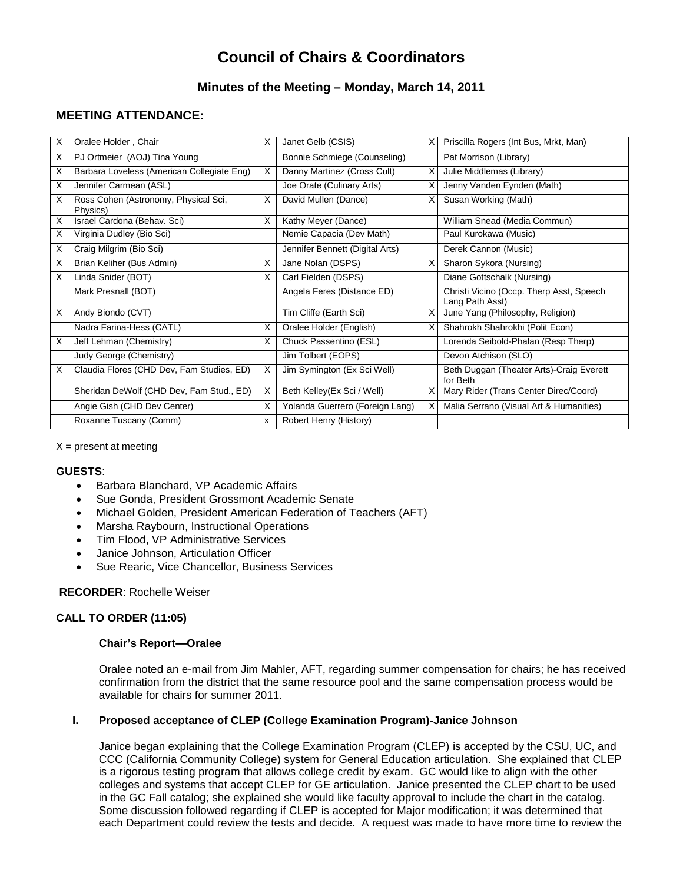# Council of Chairs & Coordinators

## Minutes of the Meeting – Monday, March 14, 2011

## MEETING ATTENDANCE:

| | | | | | |
|---|---|---|---|---|---|
| X | Oralee Holder , Chair | X | Janet Gelb (CSIS) | X | Priscilla Rogers (Int Bus, Mrkt, Man) |
| X | PJ Ortmeier (AOJ) Tina Young | | Bonnie Schmiege (Counseling) | | Pat Morrison (Library) |
| X | Barbara Loveless (American Collegiate Eng) | X | Danny Martinez (Cross Cult) | X | Julie Middlemas (Library) |
| X | Jennifer Carmean (ASL) | | Joe Orate (Culinary Arts) | X | Jenny Vanden Eynden (Math) |
| X | Ross Cohen (Astronomy, Physical Sci, Physics) | X | David Mullen (Dance) | X | Susan Working (Math) |
| X | Israel Cardona (Behav. Sci) | X | Kathy Meyer (Dance) | | William Snead (Media Commun) |
| X | Virginia Dudley (Bio Sci) | | Nemie Capacia (Dev Math) | | Paul Kurokawa (Music) |
| X | Craig Milgrim (Bio Sci) | | Jennifer Bennett (Digital Arts) | | Derek Cannon (Music) |
| X | Brian Keliher (Bus Admin) | X | Jane Nolan (DSPS) | X | Sharon Sykora (Nursing) |
| X | Linda Snider (BOT) | X | Carl Fielden (DSPS) | | Diane Gottschalk (Nursing) |
| | Mark Presnall (BOT) | | Angela Feres (Distance ED) | | Christi Vicino (Occp. Therp Asst, Speech Lang Path Asst) |
| X | Andy Biondo (CVT) | | Tim Cliffe (Earth Sci) | X | June Yang (Philosophy, Religion) |
| | Nadra Farina-Hess (CATL) | X | Oralee Holder (English) | X | Shahrokh Shahrokhi (Polit Econ) |
| X | Jeff Lehman (Chemistry) | X | Chuck Passentino (ESL) | | Lorenda Seibold-Phalan (Resp Therp) |
| | Judy George (Chemistry) | | Jim Tolbert (EOPS) | | Devon Atchison (SLO) |
| X | Claudia Flores (CHD Dev, Fam Studies, ED) | X | Jim Symington (Ex Sci Well) | | Beth Duggan (Theater Arts)-Craig Everett for Beth |
| | Sheridan DeWolf (CHD Dev, Fam Stud., ED) | X | Beth Kelley(Ex Sci / Well) | X | Mary Rider (Trans Center Direc/Coord) |
| | Angie Gish (CHD Dev Center) | X | Yolanda Guerrero (Foreign Lang) | X | Malia Serrano (Visual Art & Humanities) |
| | Roxanne Tuscany (Comm) | x | Robert Henry (History) | | |

X = present at meeting

**GUESTS**:

- Barbara Blanchard, VP Academic Affairs
- Sue Gonda, President Grossmont Academic Senate
- Michael Golden, President American Federation of Teachers (AFT)
- Marsha Raybourn, Instructional Operations
- Tim Flood, VP Administrative Services
- Janice Johnson, Articulation Officer
- Sue Rearic, Vice Chancellor, Business Services

**RECORDER**: Rochelle Weiser

**CALL TO ORDER (11:05)**

**Chair's Report—Oralee**

Oralee noted an e-mail from Jim Mahler, AFT, regarding summer compensation for chairs; he has received confirmation from the district that the same resource pool and the same compensation process would be available for chairs for summer 2011.

**I. Proposed acceptance of CLEP (College Examination Program)-Janice Johnson**

Janice began explaining that the College Examination Program (CLEP) is accepted by the CSU, UC, and CCC (California Community College) system for General Education articulation. She explained that CLEP is a rigorous testing program that allows college credit by exam. GC would like to align with the other colleges and systems that accept CLEP for GE articulation. Janice presented the CLEP chart to be used in the GC Fall catalog; she explained she would like faculty approval to include the chart in the catalog. Some discussion followed regarding if CLEP is accepted for Major modification; it was determined that each Department could review the tests and decide. A request was made to have more time to review the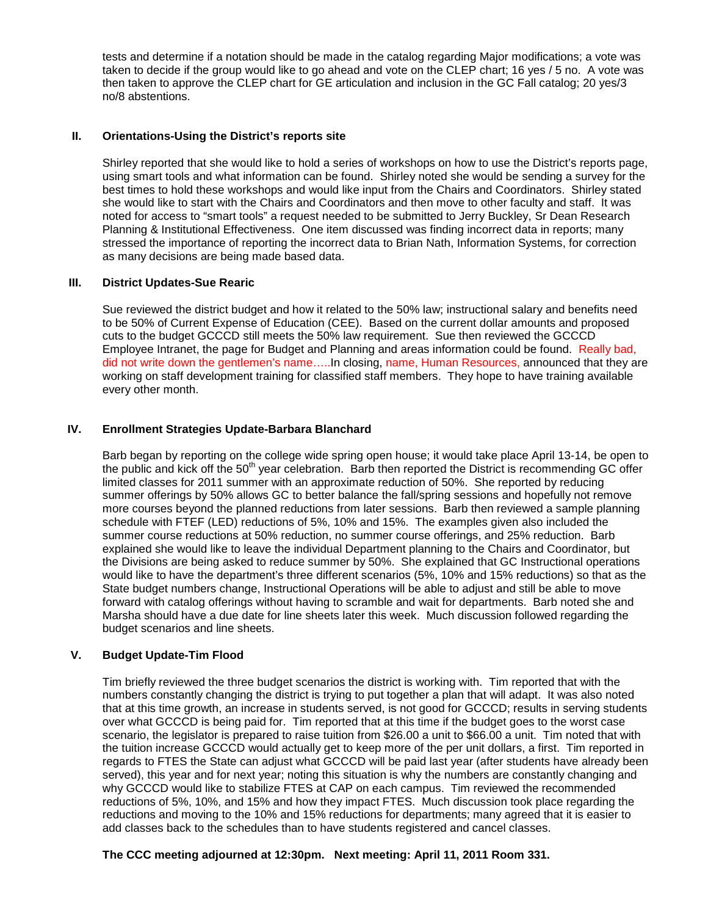tests and determine if a notation should be made in the catalog regarding Major modifications; a vote was taken to decide if the group would like to go ahead and vote on the CLEP chart; 16 yes / 5 no. A vote was then taken to approve the CLEP chart for GE articulation and inclusion in the GC Fall catalog; 20 yes/3 no/8 abstentions.

## II. Orientations-Using the District's reports site

Shirley reported that she would like to hold a series of workshops on how to use the District's reports page, using smart tools and what information can be found. Shirley noted she would be sending a survey for the best times to hold these workshops and would like input from the Chairs and Coordinators. Shirley stated she would like to start with the Chairs and Coordinators and then move to other faculty and staff. It was noted for access to "smart tools" a request needed to be submitted to Jerry Buckley, Sr Dean Research Planning & Institutional Effectiveness. One item discussed was finding incorrect data in reports; many stressed the importance of reporting the incorrect data to Brian Nath, Information Systems, for correction as many decisions are being made based data.

## III. District Updates-Sue Rearic

Sue reviewed the district budget and how it related to the 50% law; instructional salary and benefits need to be 50% of Current Expense of Education (CEE). Based on the current dollar amounts and proposed cuts to the budget GCCCD still meets the 50% law requirement. Sue then reviewed the GCCCD Employee Intranet, the page for Budget and Planning and areas information could be found. Really bad, did not write down the gentlemen's name…..In closing, name, Human Resources, announced that they are working on staff development training for classified staff members. They hope to have training available every other month.

## IV. Enrollment Strategies Update-Barbara Blanchard

Barb began by reporting on the college wide spring open house; it would take place April 13-14, be open to the public and kick off the 50th year celebration. Barb then reported the District is recommending GC offer limited classes for 2011 summer with an approximate reduction of 50%. She reported by reducing summer offerings by 50% allows GC to better balance the fall/spring sessions and hopefully not remove more courses beyond the planned reductions from later sessions. Barb then reviewed a sample planning schedule with FTEF (LED) reductions of 5%, 10% and 15%. The examples given also included the summer course reductions at 50% reduction, no summer course offerings, and 25% reduction. Barb explained she would like to leave the individual Department planning to the Chairs and Coordinator, but the Divisions are being asked to reduce summer by 50%. She explained that GC Instructional operations would like to have the department's three different scenarios (5%, 10% and 15% reductions) so that as the State budget numbers change, Instructional Operations will be able to adjust and still be able to move forward with catalog offerings without having to scramble and wait for departments. Barb noted she and Marsha should have a due date for line sheets later this week. Much discussion followed regarding the budget scenarios and line sheets.

## V. Budget Update-Tim Flood

Tim briefly reviewed the three budget scenarios the district is working with. Tim reported that with the numbers constantly changing the district is trying to put together a plan that will adapt. It was also noted that at this time growth, an increase in students served, is not good for GCCCD; results in serving students over what GCCCD is being paid for. Tim reported that at this time if the budget goes to the worst case scenario, the legislator is prepared to raise tuition from $26.00 a unit to $66.00 a unit. Tim noted that with the tuition increase GCCCD would actually get to keep more of the per unit dollars, a first. Tim reported in regards to FTES the State can adjust what GCCCD will be paid last year (after students have already been served), this year and for next year; noting this situation is why the numbers are constantly changing and why GCCCD would like to stabilize FTES at CAP on each campus. Tim reviewed the recommended reductions of 5%, 10%, and 15% and how they impact FTES. Much discussion took place regarding the reductions and moving to the 10% and 15% reductions for departments; many agreed that it is easier to add classes back to the schedules than to have students registered and cancel classes.

**The CCC meeting adjourned at 12:30pm. Next meeting: April 11, 2011 Room 331.**